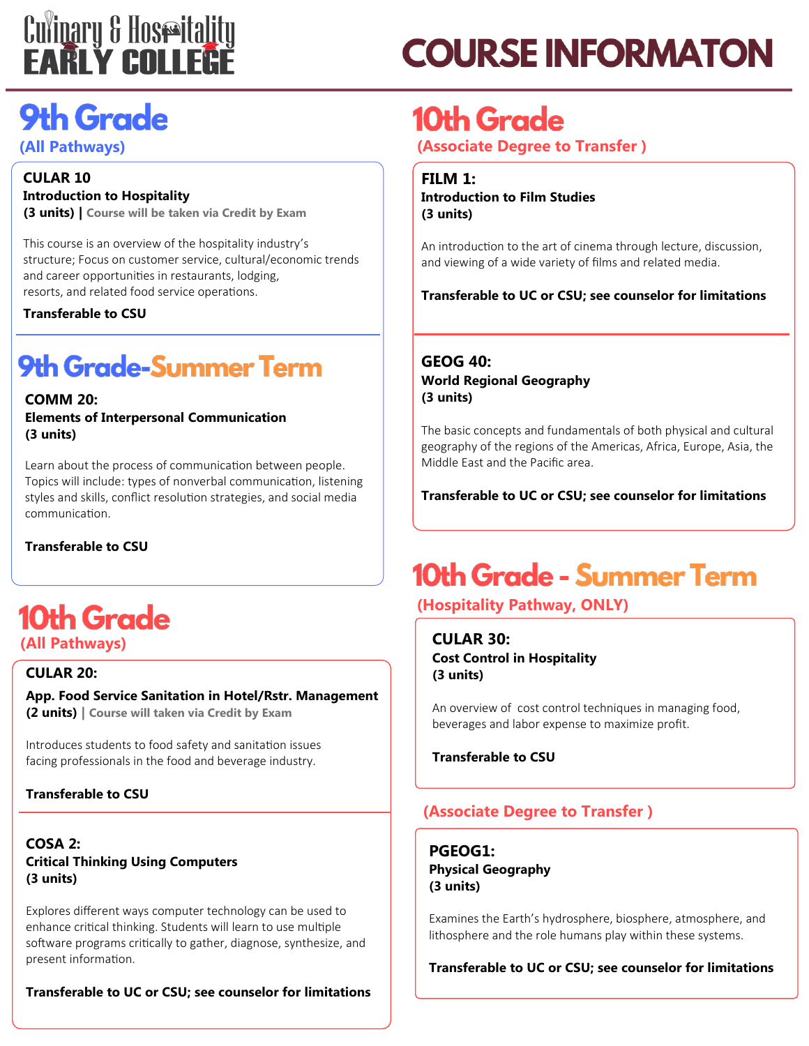# Culinary & Hospitality EARLY COLLEGE

# COURSE INFORMATON

## 9th Grade

**(All Pathways)**

**CULAR 10**
**Introduction to Hospitality**
**(3 units) |** Course will be taken via Credit by Exam

This course is an overview of the hospitality industry's structure; Focus on customer service, cultural/economic trends and career opportunities in restaurants, lodging, resorts, and related food service operations.

**Transferable to CSU**

## 9th Grade-Summer Term

**COMM 20:**
**Elements of Interpersonal Communication**
**(3 units)**

Learn about the process of communication between people. Topics will include: types of nonverbal communication, listening styles and skills, conflict resolution strategies, and social media communication.

**Transferable to CSU**

## 10th Grade

**(All Pathways)**

**CULAR 20:**
**App. Food Service Sanitation in Hotel/Rstr. Management**
**(2 units) |** Course will taken via Credit by Exam

Introduces students to food safety and sanitation issues facing professionals in the food and beverage industry.

**Transferable to CSU**

**COSA 2:**
**Critical Thinking Using Computers**
**(3 units)**

Explores different ways computer technology can be used to enhance critical thinking. Students will learn to use multiple software programs critically to gather, diagnose, synthesize, and present information.

**Transferable to UC or CSU; see counselor for limitations**

## 10th Grade

**(Associate Degree to Transfer )**

**FILM 1:**
**Introduction to Film Studies**
**(3 units)**

An introduction to the art of cinema through lecture, discussion, and viewing of a wide variety of films and related media.

**Transferable to UC or CSU; see counselor for limitations**

**GEOG 40:**
**World Regional Geography**
**(3 units)**

The basic concepts and fundamentals of both physical and cultural geography of the regions of the Americas, Africa, Europe, Asia, the Middle East and the Pacific area.

**Transferable to UC or CSU; see counselor for limitations**

## 10th Grade - Summer Term

**(Hospitality Pathway, ONLY)**

**CULAR 30:**
**Cost Control in Hospitality**
**(3 units)**

An overview of cost control techniques in managing food, beverages and labor expense to maximize profit.

**Transferable to CSU**

**(Associate Degree to Transfer )**

**PGEOG1:**
**Physical Geography**
**(3 units)**

Examines the Earth's hydrosphere, biosphere, atmosphere, and lithosphere and the role humans play within these systems.

**Transferable to UC or CSU; see counselor for limitations**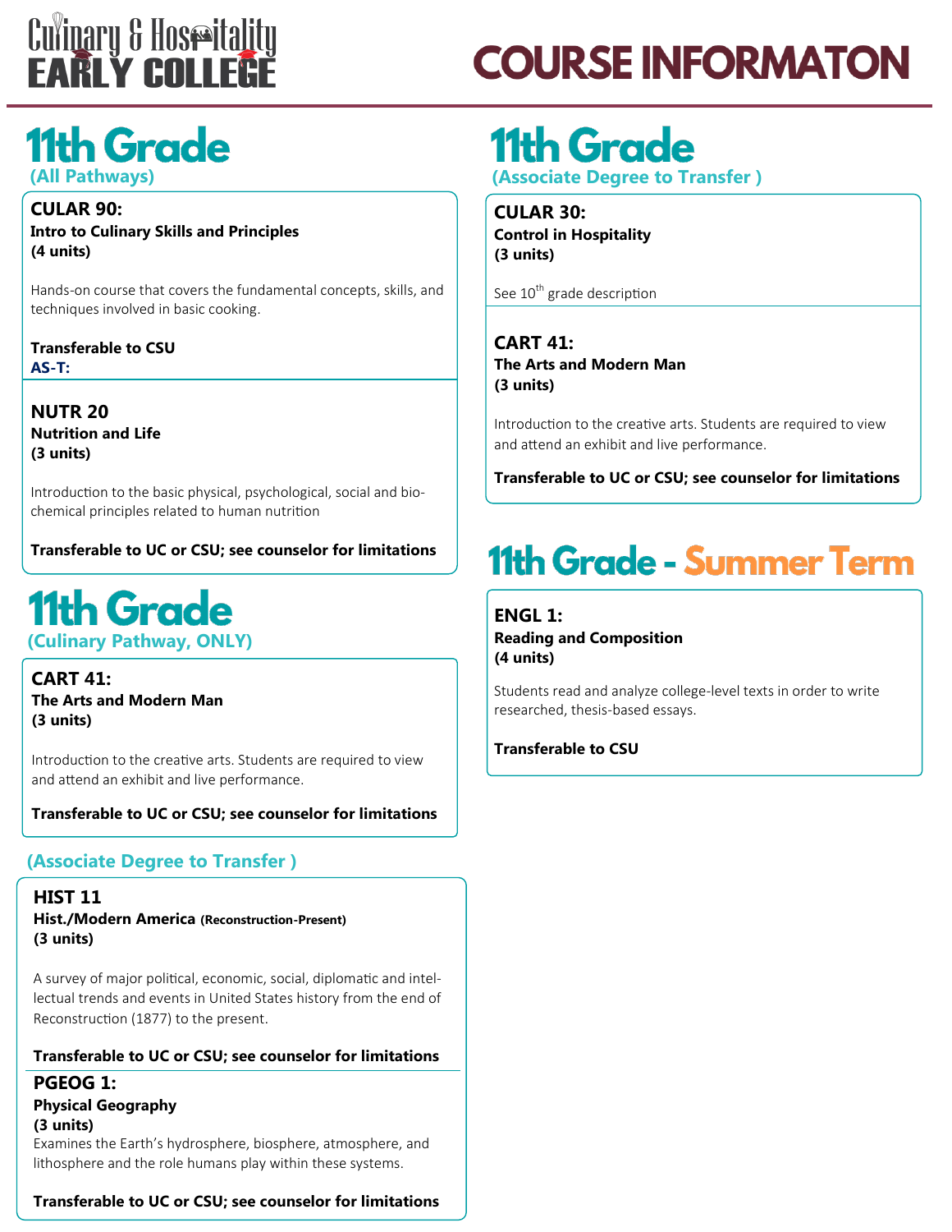# Culinary & Hospitality EARLY COLLEGE

# COURSE INFORMATON

## 11th Grade
### (All Pathways)

**CULAR 90:**
**Intro to Culinary Skills and Principles**
**(4 units)**

Hands-on course that covers the fundamental concepts, skills, and techniques involved in basic cooking.

**Transferable to CSU**
**AS-T:**

**NUTR 20**
**Nutrition and Life**
**(3 units)**

Introduction to the basic physical, psychological, social and bio-chemical principles related to human nutrition

**Transferable to UC or CSU; see counselor for limitations**

## 11th Grade
### (Culinary Pathway, ONLY)

**CART 41:**
**The Arts and Modern Man**
**(3 units)**

Introduction to the creative arts. Students are required to view and attend an exhibit and live performance.

**Transferable to UC or CSU; see counselor for limitations**

### (Associate Degree to Transfer )

**HIST 11**
**Hist./Modern America** (Reconstruction-Present)
**(3 units)**

A survey of major political, economic, social, diplomatic and intellectual trends and events in United States history from the end of Reconstruction (1877) to the present.

**Transferable to UC or CSU; see counselor for limitations**

**PGEOG 1:**
**Physical Geography**
**(3 units)**
Examines the Earth's hydrosphere, biosphere, atmosphere, and lithosphere and the role humans play within these systems.

**Transferable to UC or CSU; see counselor for limitations**

## 11th Grade
### (Associate Degree to Transfer )

**CULAR 30:**
**Control in Hospitality**
**(3 units)**

See 10th grade description

**CART 41:**
**The Arts and Modern Man**
**(3 units)**

Introduction to the creative arts. Students are required to view and attend an exhibit and live performance.

**Transferable to UC or CSU; see counselor for limitations**

## 11th Grade - Summer Term

**ENGL 1:**
**Reading and Composition**
**(4 units)**

Students read and analyze college-level texts in order to write researched, thesis-based essays.

**Transferable to CSU**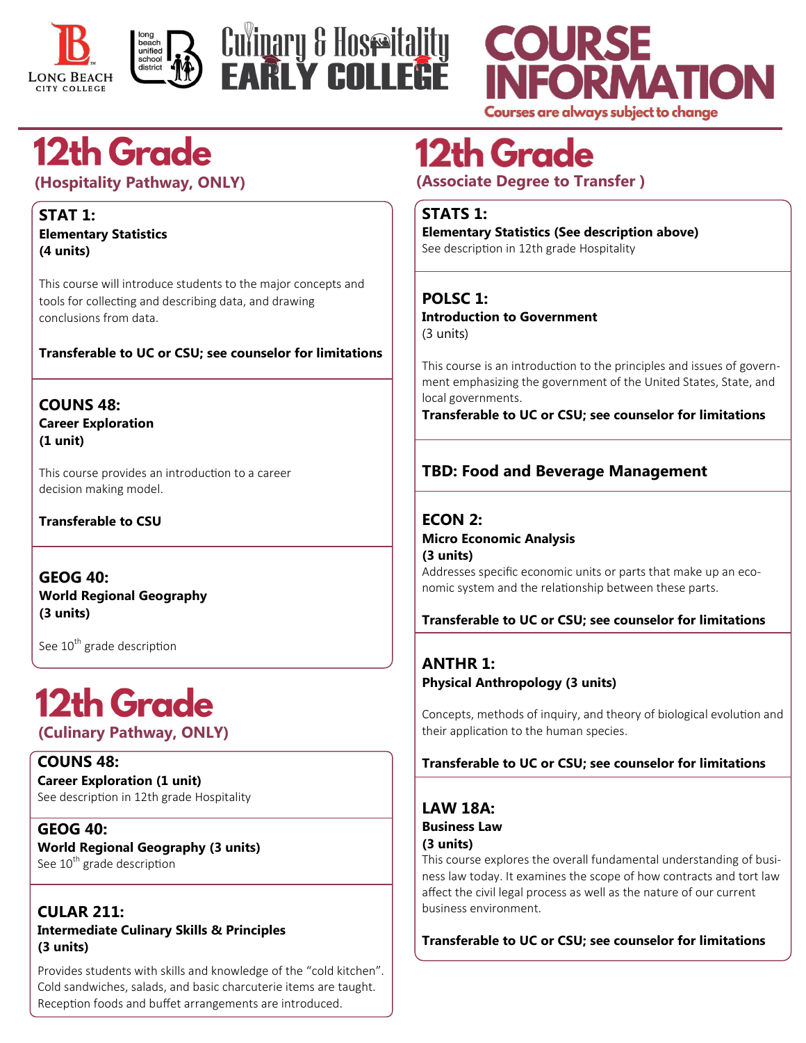Culinary & Hospitality EARLY COLLEGE

# COURSE INFORMATION

Courses are always subject to change

## 12th Grade

### (Hospitality Pathway, ONLY)

**STAT 1:**
**Elementary Statistics**
**(4 units)**

This course will introduce students to the major concepts and tools for collecting and describing data, and drawing conclusions from data.

**Transferable to UC or CSU; see counselor for limitations**

**COUNS 48:**
**Career Exploration**
**(1 unit)**

This course provides an introduction to a career decision making model.

**Transferable to CSU**

**GEOG 40:**
**World Regional Geography**
**(3 units)**

See 10th grade description

## 12th Grade

### (Culinary Pathway, ONLY)

**COUNS 48:**
**Career Exploration (1 unit)**
See description in 12th grade Hospitality

**GEOG 40:**
**World Regional Geography (3 units)**
See 10th grade description

**CULAR 211:**
**Intermediate Culinary Skills & Principles**
**(3 units)**

Provides students with skills and knowledge of the "cold kitchen". Cold sandwiches, salads, and basic charcuterie items are taught. Reception foods and buffet arrangements are introduced.

## 12th Grade

### (Associate Degree to Transfer )

**STATS 1:**
**Elementary Statistics (See description above)**
See description in 12th grade Hospitality

**POLSC 1:**
**Introduction to Government**
(3 units)

This course is an introduction to the principles and issues of government emphasizing the government of the United States, State, and local governments.
**Transferable to UC or CSU; see counselor for limitations**

**TBD: Food and Beverage Management**

**ECON 2:**
**Micro Economic Analysis**
**(3 units)**
Addresses specific economic units or parts that make up an economic system and the relationship between these parts.

**Transferable to UC or CSU; see counselor for limitations**

**ANTHR 1:**
**Physical Anthropology (3 units)**

Concepts, methods of inquiry, and theory of biological evolution and their application to the human species.

**Transferable to UC or CSU; see counselor for limitations**

**LAW 18A:**
**Business Law**
**(3 units)**
This course explores the overall fundamental understanding of business law today. It examines the scope of how contracts and tort law affect the civil legal process as well as the nature of our current business environment.

**Transferable to UC or CSU; see counselor for limitations**